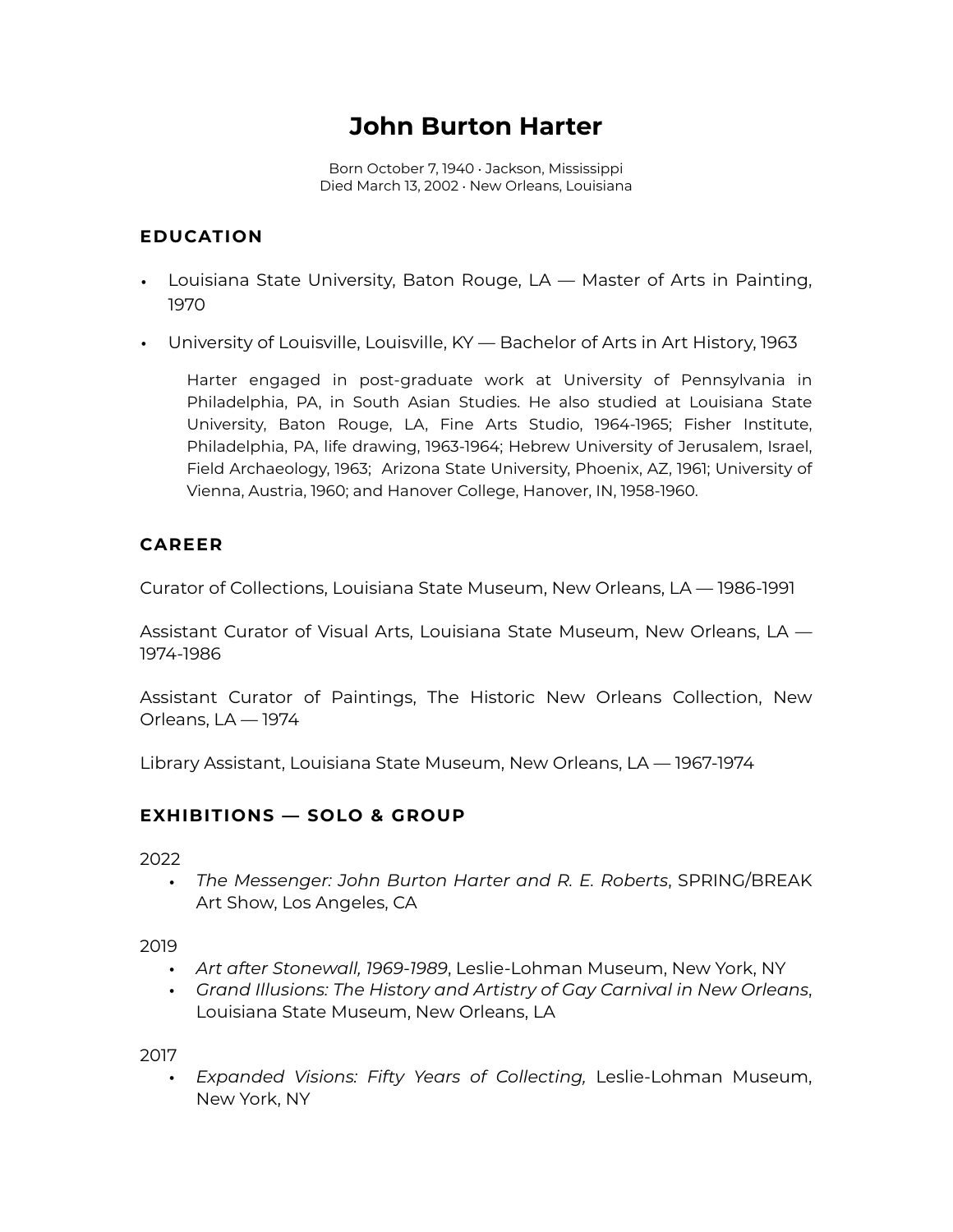# John Burton Harter

Born October 7, 1940 · Jackson, Mississippi
Died March 13, 2002 · New Orleans, Louisiana

## EDUCATION

- Louisiana State University, Baton Rouge, LA — Master of Arts in Painting, 1970
- University of Louisville, Louisville, KY — Bachelor of Arts in Art History, 1963

  Harter engaged in post-graduate work at University of Pennsylvania in Philadelphia, PA, in South Asian Studies. He also studied at Louisiana State University, Baton Rouge, LA, Fine Arts Studio, 1964-1965; Fisher Institute, Philadelphia, PA, life drawing, 1963-1964; Hebrew University of Jerusalem, Israel, Field Archaeology, 1963; Arizona State University, Phoenix, AZ, 1961; University of Vienna, Austria, 1960; and Hanover College, Hanover, IN, 1958-1960.

## CAREER

Curator of Collections, Louisiana State Museum, New Orleans, LA — 1986-1991

Assistant Curator of Visual Arts, Louisiana State Museum, New Orleans, LA — 1974-1986

Assistant Curator of Paintings, The Historic New Orleans Collection, New Orleans, LA — 1974

Library Assistant, Louisiana State Museum, New Orleans, LA — 1967-1974

## EXHIBITIONS — SOLO & GROUP

2022

- *The Messenger: John Burton Harter and R. E. Roberts*, SPRING/BREAK Art Show, Los Angeles, CA

2019

- *Art after Stonewall, 1969-1989*, Leslie-Lohman Museum, New York, NY
- *Grand Illusions: The History and Artistry of Gay Carnival in New Orleans*, Louisiana State Museum, New Orleans, LA

2017

- *Expanded Visions: Fifty Years of Collecting,* Leslie-Lohman Museum, New York, NY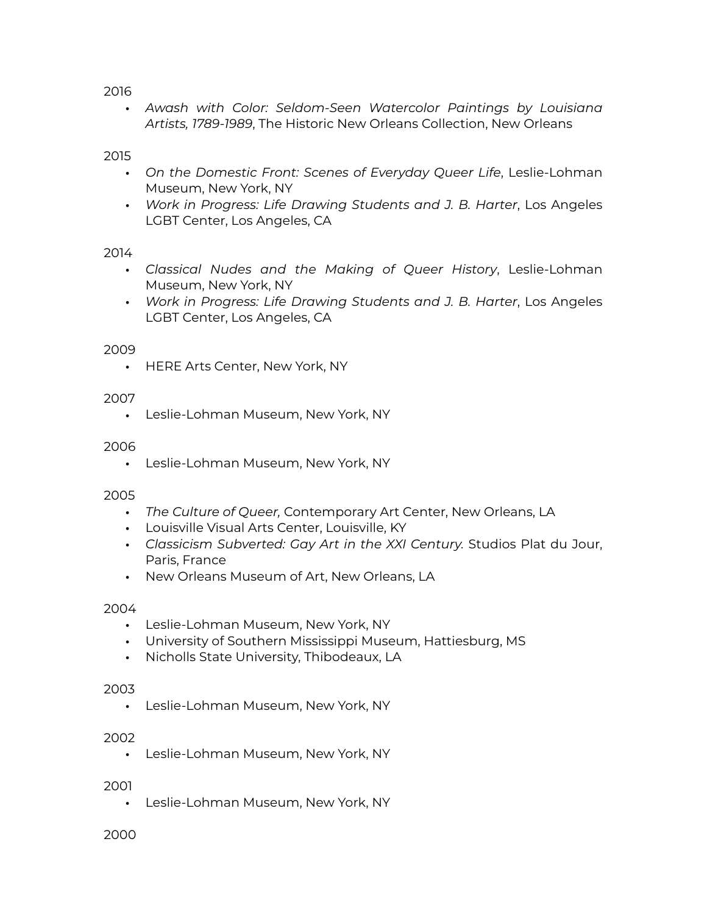2016

- *Awash with Color: Seldom-Seen Watercolor Paintings by Louisiana Artists, 1789-1989*, The Historic New Orleans Collection, New Orleans

2015

- *On the Domestic Front: Scenes of Everyday Queer Life*, Leslie-Lohman Museum, New York, NY
- *Work in Progress: Life Drawing Students and J. B. Harter*, Los Angeles LGBT Center, Los Angeles, CA

2014

- *Classical Nudes and the Making of Queer History*, Leslie-Lohman Museum, New York, NY
- *Work in Progress: Life Drawing Students and J. B. Harter*, Los Angeles LGBT Center, Los Angeles, CA

2009

- HERE Arts Center, New York, NY

2007

- Leslie-Lohman Museum, New York, NY

2006

- Leslie-Lohman Museum, New York, NY

2005

- *The Culture of Queer,* Contemporary Art Center, New Orleans, LA
- Louisville Visual Arts Center, Louisville, KY
- *Classicism Subverted: Gay Art in the XXI Century.* Studios Plat du Jour, Paris, France
- New Orleans Museum of Art, New Orleans, LA

2004

- Leslie-Lohman Museum, New York, NY
- University of Southern Mississippi Museum, Hattiesburg, MS
- Nicholls State University, Thibodeaux, LA

2003

- Leslie-Lohman Museum, New York, NY

2002

- Leslie-Lohman Museum, New York, NY

2001

- Leslie-Lohman Museum, New York, NY

2000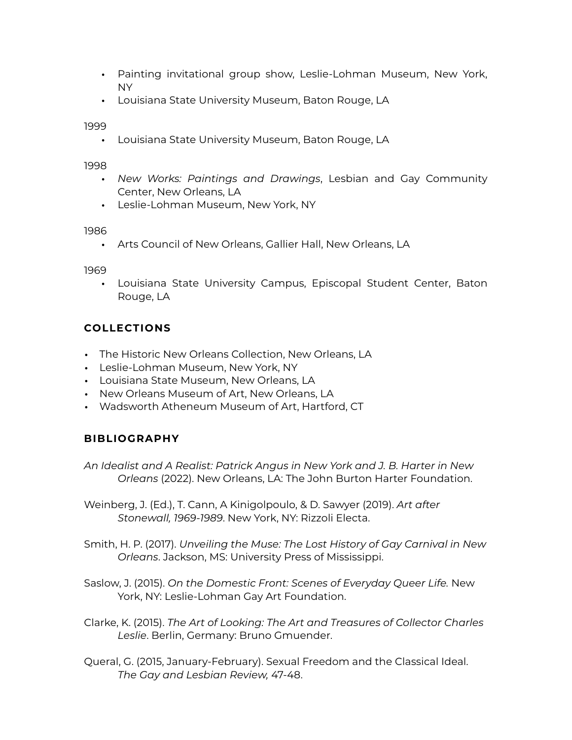- Painting invitational group show, Leslie-Lohman Museum, New York, NY
- Louisiana State University Museum, Baton Rouge, LA

1999

- Louisiana State University Museum, Baton Rouge, LA

1998

- *New Works: Paintings and Drawings*, Lesbian and Gay Community Center, New Orleans, LA
- Leslie-Lohman Museum, New York, NY

1986

- Arts Council of New Orleans, Gallier Hall, New Orleans, LA

1969

- Louisiana State University Campus, Episcopal Student Center, Baton Rouge, LA

## COLLECTIONS

- The Historic New Orleans Collection, New Orleans, LA
- Leslie-Lohman Museum, New York, NY
- Louisiana State Museum, New Orleans, LA
- New Orleans Museum of Art, New Orleans, LA
- Wadsworth Atheneum Museum of Art, Hartford, CT

## BIBLIOGRAPHY

*An Idealist and A Realist: Patrick Angus in New York and J. B. Harter in New Orleans* (2022). New Orleans, LA: The John Burton Harter Foundation.

Weinberg, J. (Ed.), T. Cann, A Kinigolpoulo, & D. Sawyer (2019). *Art after Stonewall, 1969-1989*. New York, NY: Rizzoli Electa.

Smith, H. P. (2017). *Unveiling the Muse: The Lost History of Gay Carnival in New Orleans*. Jackson, MS: University Press of Mississippi.

Saslow, J. (2015). *On the Domestic Front: Scenes of Everyday Queer Life.* New York, NY: Leslie-Lohman Gay Art Foundation.

Clarke, K. (2015). *The Art of Looking: The Art and Treasures of Collector Charles Leslie*. Berlin, Germany: Bruno Gmuender.

Queral, G. (2015, January-February). Sexual Freedom and the Classical Ideal. *The Gay and Lesbian Review,* 47-48.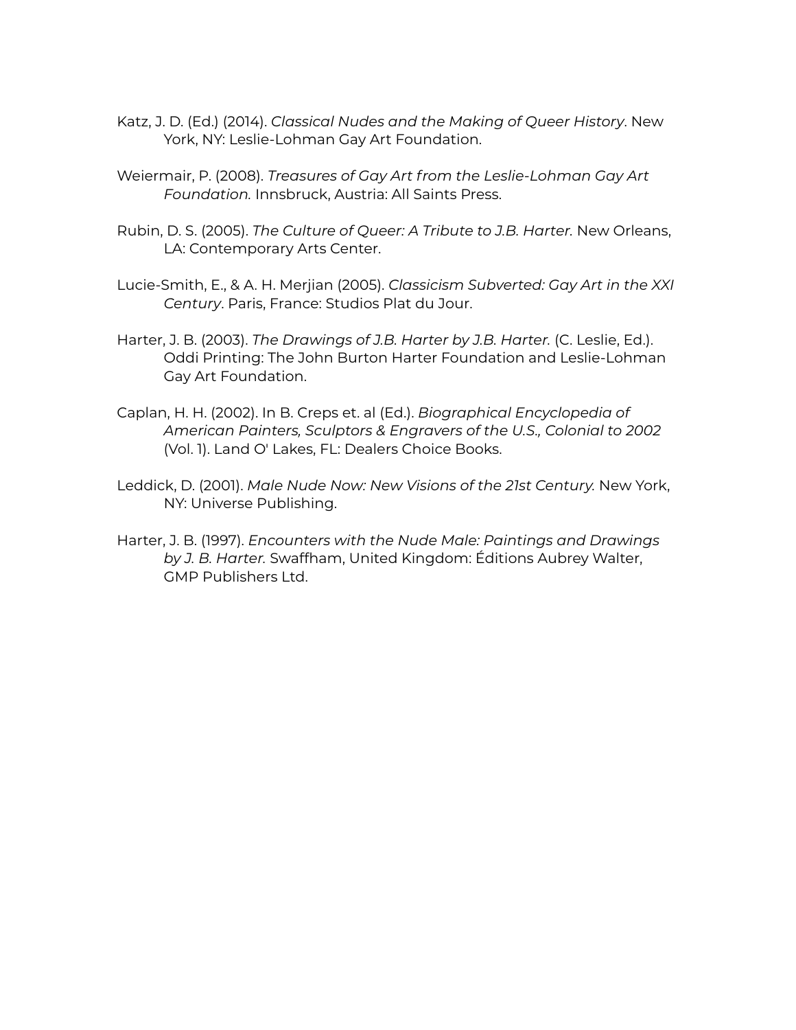Katz, J. D. (Ed.) (2014). *Classical Nudes and the Making of Queer History*. New York, NY: Leslie-Lohman Gay Art Foundation.

Weiermair, P. (2008). *Treasures of Gay Art from the Leslie-Lohman Gay Art Foundation.* Innsbruck, Austria: All Saints Press.

Rubin, D. S. (2005). *The Culture of Queer: A Tribute to J.B. Harter.* New Orleans, LA: Contemporary Arts Center.

Lucie-Smith, E., & A. H. Merjian (2005). *Classicism Subverted: Gay Art in the XXI Century*. Paris, France: Studios Plat du Jour.

Harter, J. B. (2003). *The Drawings of J.B. Harter by J.B. Harter.* (C. Leslie, Ed.). Oddi Printing: The John Burton Harter Foundation and Leslie-Lohman Gay Art Foundation.

Caplan, H. H. (2002). In B. Creps et. al (Ed.). *Biographical Encyclopedia of American Painters, Sculptors & Engravers of the U.S., Colonial to 2002* (Vol. 1). Land O' Lakes, FL: Dealers Choice Books.

Leddick, D. (2001). *Male Nude Now: New Visions of the 21st Century.* New York, NY: Universe Publishing.

Harter, J. B. (1997). *Encounters with the Nude Male: Paintings and Drawings by J. B. Harter.* Swaffham, United Kingdom: Éditions Aubrey Walter, GMP Publishers Ltd.